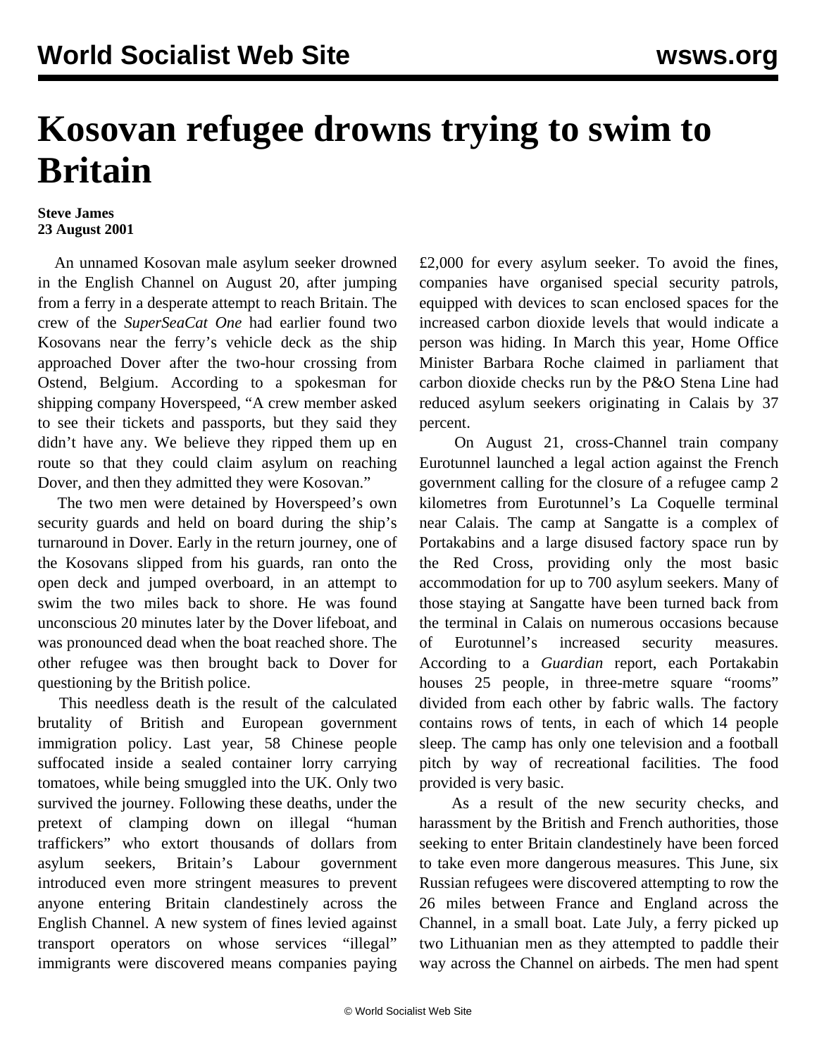# Kosovan refugee drowns trying to swim to Britain

**Steve James**
**23 August 2001**

An unnamed Kosovan male asylum seeker drowned in the English Channel on August 20, after jumping from a ferry in a desperate attempt to reach Britain. The crew of the *SuperSeaCat One* had earlier found two Kosovans near the ferry's vehicle deck as the ship approached Dover after the two-hour crossing from Ostend, Belgium. According to a spokesman for shipping company Hoverspeed, "A crew member asked to see their tickets and passports, but they said they didn't have any. We believe they ripped them up en route so that they could claim asylum on reaching Dover, and then they admitted they were Kosovan."

The two men were detained by Hoverspeed's own security guards and held on board during the ship's turnaround in Dover. Early in the return journey, one of the Kosovans slipped from his guards, ran onto the open deck and jumped overboard, in an attempt to swim the two miles back to shore. He was found unconscious 20 minutes later by the Dover lifeboat, and was pronounced dead when the boat reached shore. The other refugee was then brought back to Dover for questioning by the British police.

This needless death is the result of the calculated brutality of British and European government immigration policy. Last year, 58 Chinese people suffocated inside a sealed container lorry carrying tomatoes, while being smuggled into the UK. Only two survived the journey. Following these deaths, under the pretext of clamping down on illegal "human traffickers" who extort thousands of dollars from asylum seekers, Britain's Labour government introduced even more stringent measures to prevent anyone entering Britain clandestinely across the English Channel. A new system of fines levied against transport operators on whose services "illegal" immigrants were discovered means companies paying £2,000 for every asylum seeker. To avoid the fines, companies have organised special security patrols, equipped with devices to scan enclosed spaces for the increased carbon dioxide levels that would indicate a person was hiding. In March this year, Home Office Minister Barbara Roche claimed in parliament that carbon dioxide checks run by the P&O Stena Line had reduced asylum seekers originating in Calais by 37 percent.

On August 21, cross-Channel train company Eurotunnel launched a legal action against the French government calling for the closure of a refugee camp 2 kilometres from Eurotunnel's La Coquelle terminal near Calais. The camp at Sangatte is a complex of Portakabins and a large disused factory space run by the Red Cross, providing only the most basic accommodation for up to 700 asylum seekers. Many of those staying at Sangatte have been turned back from the terminal in Calais on numerous occasions because of Eurotunnel's increased security measures. According to a *Guardian* report, each Portakabin houses 25 people, in three-metre square "rooms" divided from each other by fabric walls. The factory contains rows of tents, in each of which 14 people sleep. The camp has only one television and a football pitch by way of recreational facilities. The food provided is very basic.

As a result of the new security checks, and harassment by the British and French authorities, those seeking to enter Britain clandestinely have been forced to take even more dangerous measures. This June, six Russian refugees were discovered attempting to row the 26 miles between France and England across the Channel, in a small boat. Late July, a ferry picked up two Lithuanian men as they attempted to paddle their way across the Channel on airbeds. The men had spent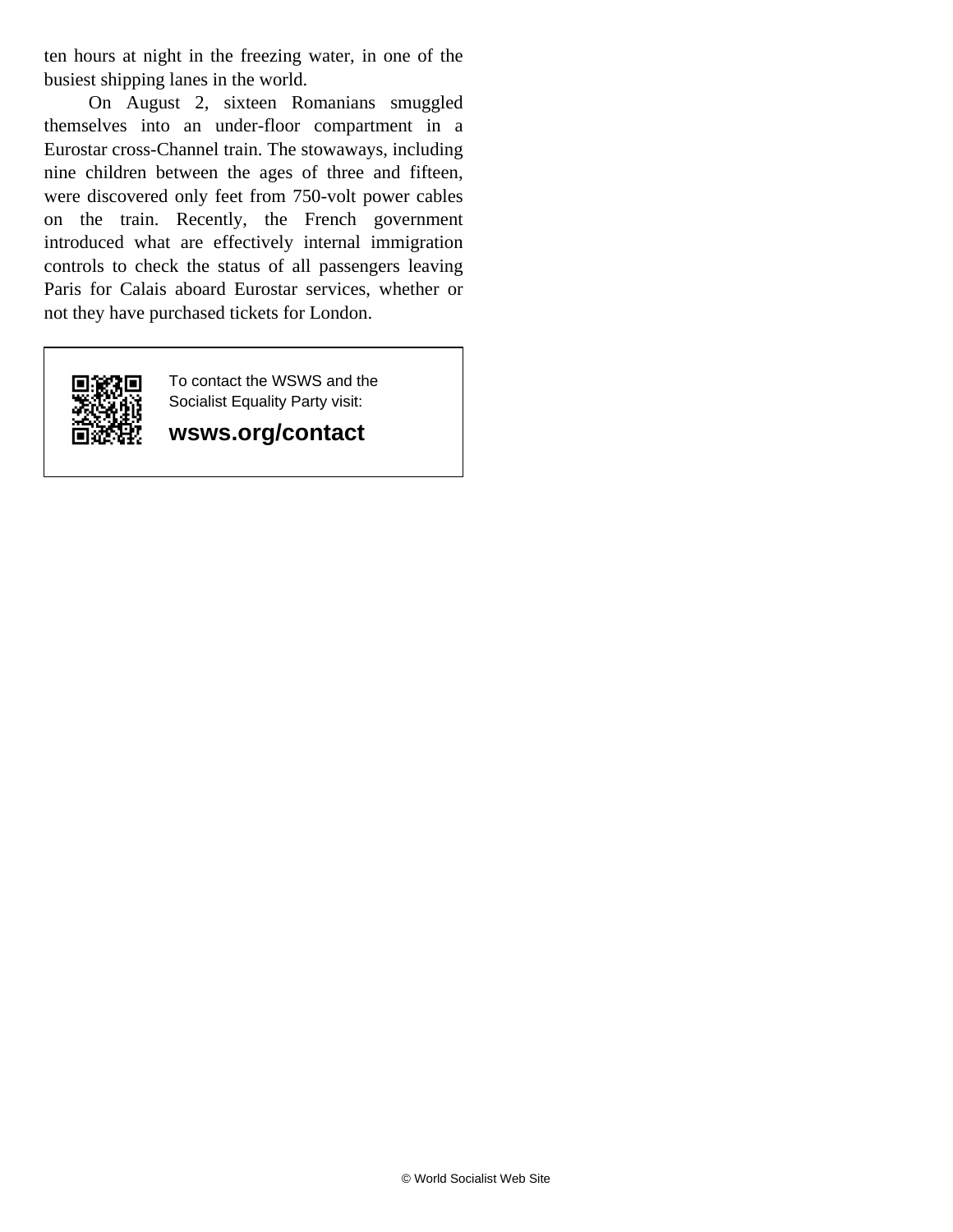ten hours at night in the freezing water, in one of the busiest shipping lanes in the world.

On August 2, sixteen Romanians smuggled themselves into an under-floor compartment in a Eurostar cross-Channel train. The stowaways, including nine children between the ages of three and fifteen, were discovered only feet from 750-volt power cables on the train. Recently, the French government introduced what are effectively internal immigration controls to check the status of all passengers leaving Paris for Calais aboard Eurostar services, whether or not they have purchased tickets for London.

To contact the WSWS and the Socialist Equality Party visit:

**wsws.org/contact**